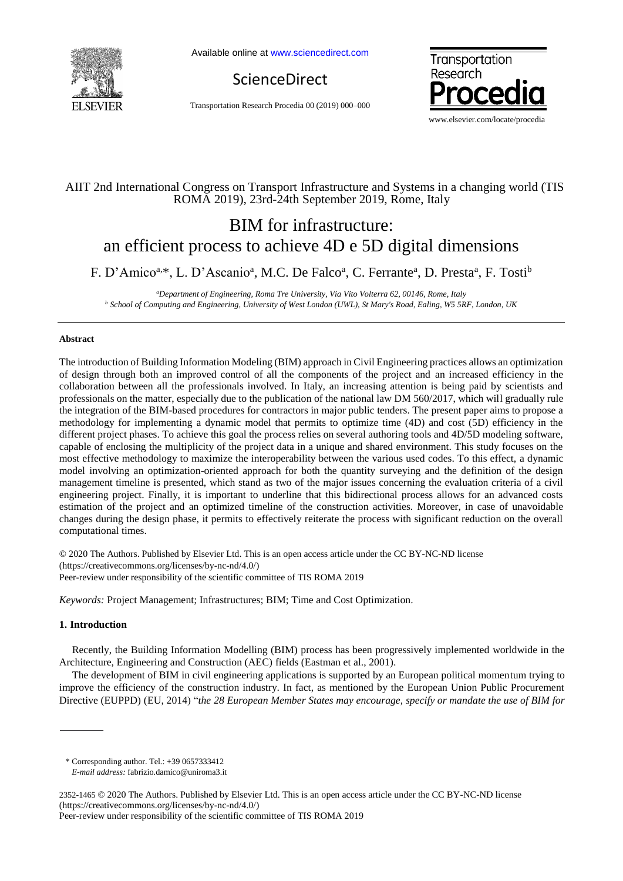AIIT 2nd International Congress on Transport Infrastructure and Systems in a changing world (TIS ROMA 2019), 23rd-24th September 2019, Rome, Italy

# BIM for infrastructure: an efficient process to achieve 4D e 5D digital dimensions

F. D'Amico[a,*], L. D'Ascanio[a], M.C. De Falco[a], C. Ferrante[a], D. Presta[a], F. Tosti[b]

[a] *Department of Engineering, Roma Tre University, Via Vito Volterra 62, 00146, Rome, Italy*
[b] *School of Computing and Engineering, University of West London (UWL), St Mary's Road, Ealing, W5 5RF, London, UK*

---

**Abstract**

The introduction of Building Information Modeling (BIM) approach in Civil Engineering practices allows an optimization of design through both an improved control of all the components of the project and an increased efficiency in the collaboration between all the professionals involved. In Italy, an increasing attention is being paid by scientists and professionals on the matter, especially due to the publication of the national law DM 560/2017, which will gradually rule the integration of the BIM-based procedures for contractors in major public tenders. The present paper aims to propose a methodology for implementing a dynamic model that permits to optimize time (4D) and cost (5D) efficiency in the different project phases. To achieve this goal the process relies on several authoring tools and 4D/5D modeling software, capable of enclosing the multiplicity of the project data in a unique and shared environment. This study focuses on the most effective methodology to maximize the interoperability between the various used codes. To this effect, a dynamic model involving an optimization-oriented approach for both the quantity surveying and the definition of the design management timeline is presented, which stand as two of the major issues concerning the evaluation criteria of a civil engineering project. Finally, it is important to underline that this bidirectional process allows for an advanced costs estimation of the project and an optimized timeline of the construction activities. Moreover, in case of unavoidable changes during the design phase, it permits to effectively reiterate the process with significant reduction on the overall computational times.

© 2020 The Authors. Published by Elsevier Ltd. This is an open access article under the CC BY-NC-ND license (https://creativecommons.org/licenses/by-nc-nd/4.0/)
Peer-review under responsibility of the scientific committee of TIS ROMA 2019

*Keywords:* Project Management; Infrastructures; BIM; Time and Cost Optimization.

## 1. Introduction

Recently, the Building Information Modelling (BIM) process has been progressively implemented worldwide in the Architecture, Engineering and Construction (AEC) fields (Eastman et al., 2001).

The development of BIM in civil engineering applications is supported by an European political momentum trying to improve the efficiency of the construction industry. In fact, as mentioned by the European Union Public Procurement Directive (EUPPD) (EU, 2014) "*the 28 European Member States may encourage, specify or mandate the use of BIM for*

---

\* Corresponding author. Tel.: +39 0657333412
*E-mail address:* fabrizio.damico@uniroma3.it

2352-1465 © 2020 The Authors. Published by Elsevier Ltd. This is an open access article under the CC BY-NC-ND license (https://creativecommons.org/licenses/by-nc-nd/4.0/)
Peer-review under responsibility of the scientific committee of TIS ROMA 2019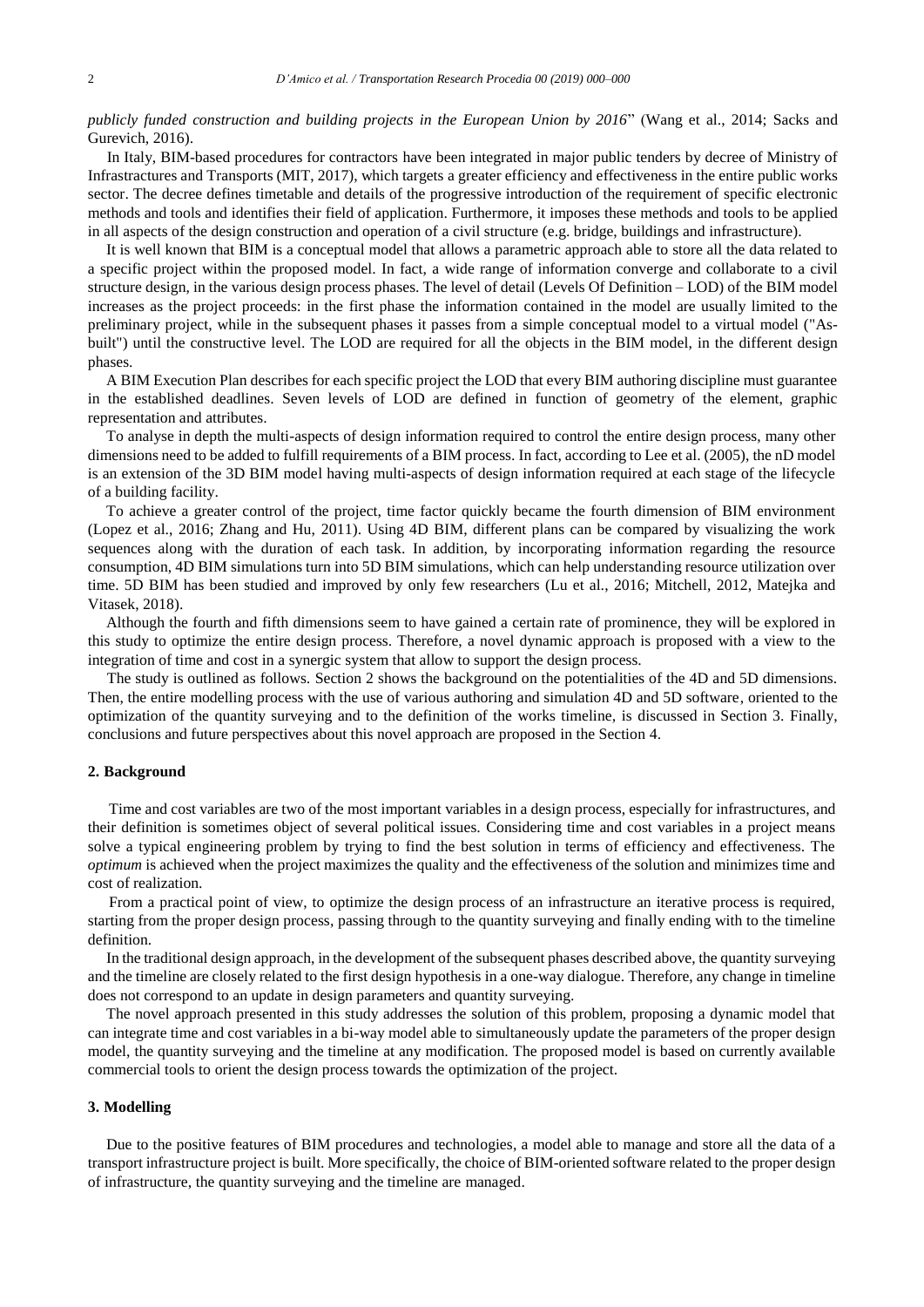*publicly funded construction and building projects in the European Union by 2016*" (Wang et al., 2014; Sacks and Gurevich, 2016).

In Italy, BIM-based procedures for contractors have been integrated in major public tenders by decree of Ministry of Infrastractures and Transports (MIT, 2017), which targets a greater efficiency and effectiveness in the entire public works sector. The decree defines timetable and details of the progressive introduction of the requirement of specific electronic methods and tools and identifies their field of application. Furthermore, it imposes these methods and tools to be applied in all aspects of the design construction and operation of a civil structure (e.g. bridge, buildings and infrastructure).

It is well known that BIM is a conceptual model that allows a parametric approach able to store all the data related to a specific project within the proposed model. In fact, a wide range of information converge and collaborate to a civil structure design, in the various design process phases. The level of detail (Levels Of Definition – LOD) of the BIM model increases as the project proceeds: in the first phase the information contained in the model are usually limited to the preliminary project, while in the subsequent phases it passes from a simple conceptual model to a virtual model ("As-built") until the constructive level. The LOD are required for all the objects in the BIM model, in the different design phases.

A BIM Execution Plan describes for each specific project the LOD that every BIM authoring discipline must guarantee in the established deadlines. Seven levels of LOD are defined in function of geometry of the element, graphic representation and attributes.

To analyse in depth the multi-aspects of design information required to control the entire design process, many other dimensions need to be added to fulfill requirements of a BIM process. In fact, according to Lee et al. (2005), the nD model is an extension of the 3D BIM model having multi-aspects of design information required at each stage of the lifecycle of a building facility.

To achieve a greater control of the project, time factor quickly became the fourth dimension of BIM environment (Lopez et al., 2016; Zhang and Hu, 2011). Using 4D BIM, different plans can be compared by visualizing the work sequences along with the duration of each task. In addition, by incorporating information regarding the resource consumption, 4D BIM simulations turn into 5D BIM simulations, which can help understanding resource utilization over time. 5D BIM has been studied and improved by only few researchers (Lu et al., 2016; Mitchell, 2012, Matejka and Vitasek, 2018).

Although the fourth and fifth dimensions seem to have gained a certain rate of prominence, they will be explored in this study to optimize the entire design process. Therefore, a novel dynamic approach is proposed with a view to the integration of time and cost in a synergic system that allow to support the design process.

The study is outlined as follows. Section 2 shows the background on the potentialities of the 4D and 5D dimensions. Then, the entire modelling process with the use of various authoring and simulation 4D and 5D software, oriented to the optimization of the quantity surveying and to the definition of the works timeline, is discussed in Section 3. Finally, conclusions and future perspectives about this novel approach are proposed in the Section 4.

## 2. Background

Time and cost variables are two of the most important variables in a design process, especially for infrastructures, and their definition is sometimes object of several political issues. Considering time and cost variables in a project means solve a typical engineering problem by trying to find the best solution in terms of efficiency and effectiveness. The *optimum* is achieved when the project maximizes the quality and the effectiveness of the solution and minimizes time and cost of realization.

From a practical point of view, to optimize the design process of an infrastructure an iterative process is required, starting from the proper design process, passing through to the quantity surveying and finally ending with to the timeline definition.

In the traditional design approach, in the development of the subsequent phases described above, the quantity surveying and the timeline are closely related to the first design hypothesis in a one-way dialogue. Therefore, any change in timeline does not correspond to an update in design parameters and quantity surveying.

The novel approach presented in this study addresses the solution of this problem, proposing a dynamic model that can integrate time and cost variables in a bi-way model able to simultaneously update the parameters of the proper design model, the quantity surveying and the timeline at any modification. The proposed model is based on currently available commercial tools to orient the design process towards the optimization of the project.

## 3. Modelling

Due to the positive features of BIM procedures and technologies, a model able to manage and store all the data of a transport infrastructure project is built. More specifically, the choice of BIM-oriented software related to the proper design of infrastructure, the quantity surveying and the timeline are managed.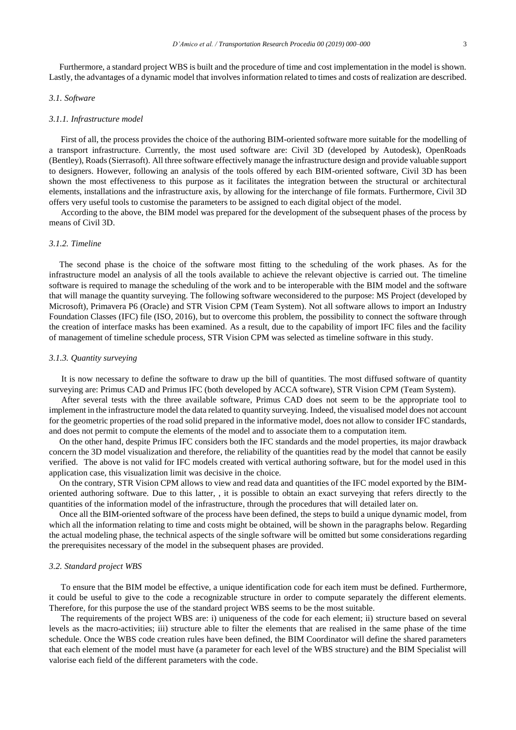Furthermore, a standard project WBS is built and the procedure of time and cost implementation in the model is shown. Lastly, the advantages of a dynamic model that involves information related to times and costs of realization are described.

### *3.1. Software*

#### *3.1.1. Infrastructure model*

First of all, the process provides the choice of the authoring BIM-oriented software more suitable for the modelling of a transport infrastructure. Currently, the most used software are: Civil 3D (developed by Autodesk), OpenRoads (Bentley), Roads (Sierrasoft). All three software effectively manage the infrastructure design and provide valuable support to designers. However, following an analysis of the tools offered by each BIM-oriented software, Civil 3D has been shown the most effectiveness to this purpose as it facilitates the integration between the structural or architectural elements, installations and the infrastructure axis, by allowing for the interchange of file formats. Furthermore, Civil 3D offers very useful tools to customise the parameters to be assigned to each digital object of the model.

According to the above, the BIM model was prepared for the development of the subsequent phases of the process by means of Civil 3D.

#### *3.1.2. Timeline*

The second phase is the choice of the software most fitting to the scheduling of the work phases. As for the infrastructure model an analysis of all the tools available to achieve the relevant objective is carried out. The timeline software is required to manage the scheduling of the work and to be interoperable with the BIM model and the software that will manage the quantity surveying. The following software weconsidered to the purpose: MS Project (developed by Microsoft), Primavera P6 (Oracle) and STR Vision CPM (Team System). Not all software allows to import an Industry Foundation Classes (IFC) file (ISO, 2016), but to overcome this problem, the possibility to connect the software through the creation of interface masks has been examined. As a result, due to the capability of import IFC files and the facility of management of timeline schedule process, STR Vision CPM was selected as timeline software in this study.

#### *3.1.3. Quantity surveying*

It is now necessary to define the software to draw up the bill of quantities. The most diffused software of quantity surveying are: Primus CAD and Primus IFC (both developed by ACCA software), STR Vision CPM (Team System).

After several tests with the three available software, Primus CAD does not seem to be the appropriate tool to implement in the infrastructure model the data related to quantity surveying. Indeed, the visualised model does not account for the geometric properties of the road solid prepared in the informative model, does not allow to consider IFC standards, and does not permit to compute the elements of the model and to associate them to a computation item.

On the other hand, despite Primus IFC considers both the IFC standards and the model properties, its major drawback concern the 3D model visualization and therefore, the reliability of the quantities read by the model that cannot be easily verified. The above is not valid for IFC models created with vertical authoring software, but for the model used in this application case, this visualization limit was decisive in the choice.

On the contrary, STR Vision CPM allows to view and read data and quantities of the IFC model exported by the BIM-oriented authoring software. Due to this latter, , it is possible to obtain an exact surveying that refers directly to the quantities of the information model of the infrastructure, through the procedures that will detailed later on.

Once all the BIM-oriented software of the process have been defined, the steps to build a unique dynamic model, from which all the information relating to time and costs might be obtained, will be shown in the paragraphs below. Regarding the actual modeling phase, the technical aspects of the single software will be omitted but some considerations regarding the prerequisites necessary of the model in the subsequent phases are provided.

### *3.2. Standard project WBS*

To ensure that the BIM model be effective, a unique identification code for each item must be defined. Furthermore, it could be useful to give to the code a recognizable structure in order to compute separately the different elements. Therefore, for this purpose the use of the standard project WBS seems to be the most suitable.

The requirements of the project WBS are: i) uniqueness of the code for each element; ii) structure based on several levels as the macro-activities; iii) structure able to filter the elements that are realised in the same phase of the time schedule. Once the WBS code creation rules have been defined, the BIM Coordinator will define the shared parameters that each element of the model must have (a parameter for each level of the WBS structure) and the BIM Specialist will valorise each field of the different parameters with the code.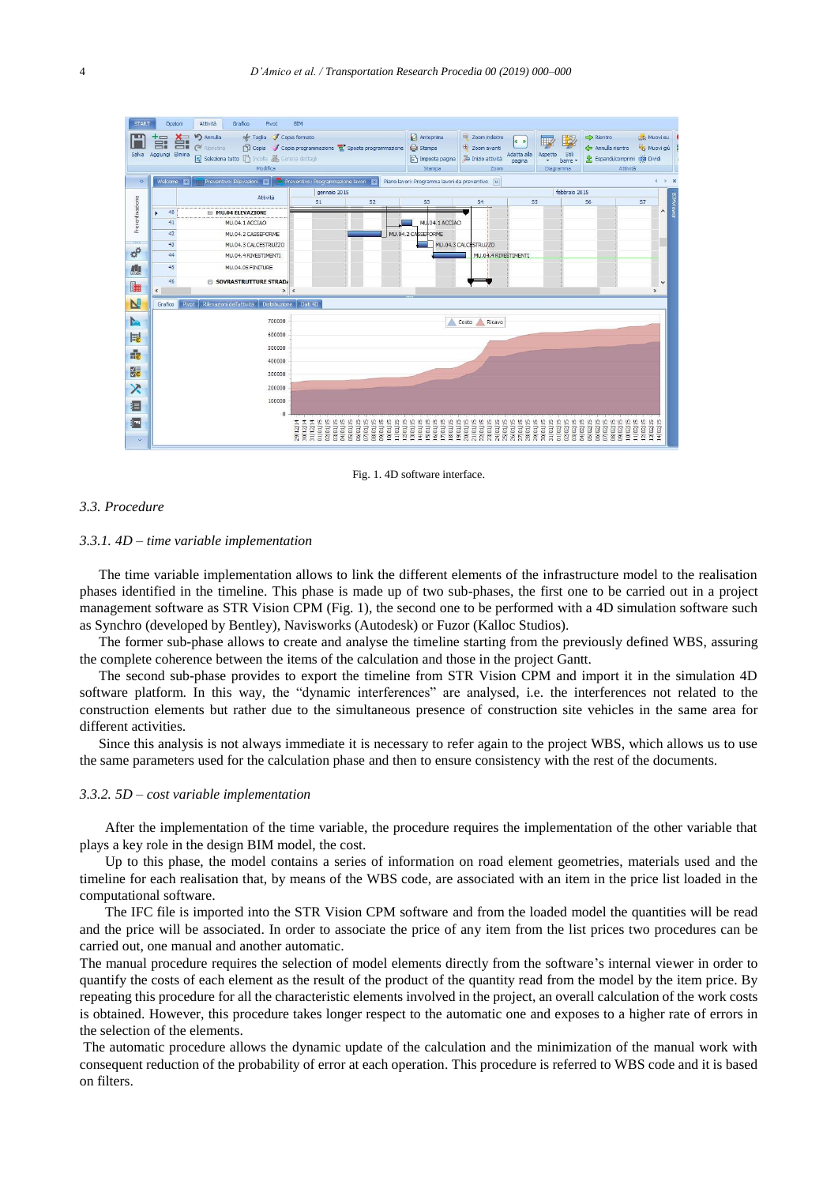Fig. 1. 4D software interface.

### 3.3. Procedure

#### 3.3.1. 4D – time variable implementation

The time variable implementation allows to link the different elements of the infrastructure model to the realisation phases identified in the timeline. This phase is made up of two sub-phases, the first one to be carried out in a project management software as STR Vision CPM (Fig. 1), the second one to be performed with a 4D simulation software such as Synchro (developed by Bentley), Navisworks (Autodesk) or Fuzor (Kalloc Studios).

The former sub-phase allows to create and analyse the timeline starting from the previously defined WBS, assuring the complete coherence between the items of the calculation and those in the project Gantt.

The second sub-phase provides to export the timeline from STR Vision CPM and import it in the simulation 4D software platform. In this way, the "dynamic interferences" are analysed, i.e. the interferences not related to the construction elements but rather due to the simultaneous presence of construction site vehicles in the same area for different activities.

Since this analysis is not always immediate it is necessary to refer again to the project WBS, which allows us to use the same parameters used for the calculation phase and then to ensure consistency with the rest of the documents.

#### 3.3.2. 5D – cost variable implementation

After the implementation of the time variable, the procedure requires the implementation of the other variable that plays a key role in the design BIM model, the cost.

Up to this phase, the model contains a series of information on road element geometries, materials used and the timeline for each realisation that, by means of the WBS code, are associated with an item in the price list loaded in the computational software.

The IFC file is imported into the STR Vision CPM software and from the loaded model the quantities will be read and the price will be associated. In order to associate the price of any item from the list prices two procedures can be carried out, one manual and another automatic.

The manual procedure requires the selection of model elements directly from the software's internal viewer in order to quantify the costs of each element as the result of the product of the quantity read from the model by the item price. By repeating this procedure for all the characteristic elements involved in the project, an overall calculation of the work costs is obtained. However, this procedure takes longer respect to the automatic one and exposes to a higher rate of errors in the selection of the elements.

The automatic procedure allows the dynamic update of the calculation and the minimization of the manual work with consequent reduction of the probability of error at each operation. This procedure is referred to WBS code and it is based on filters.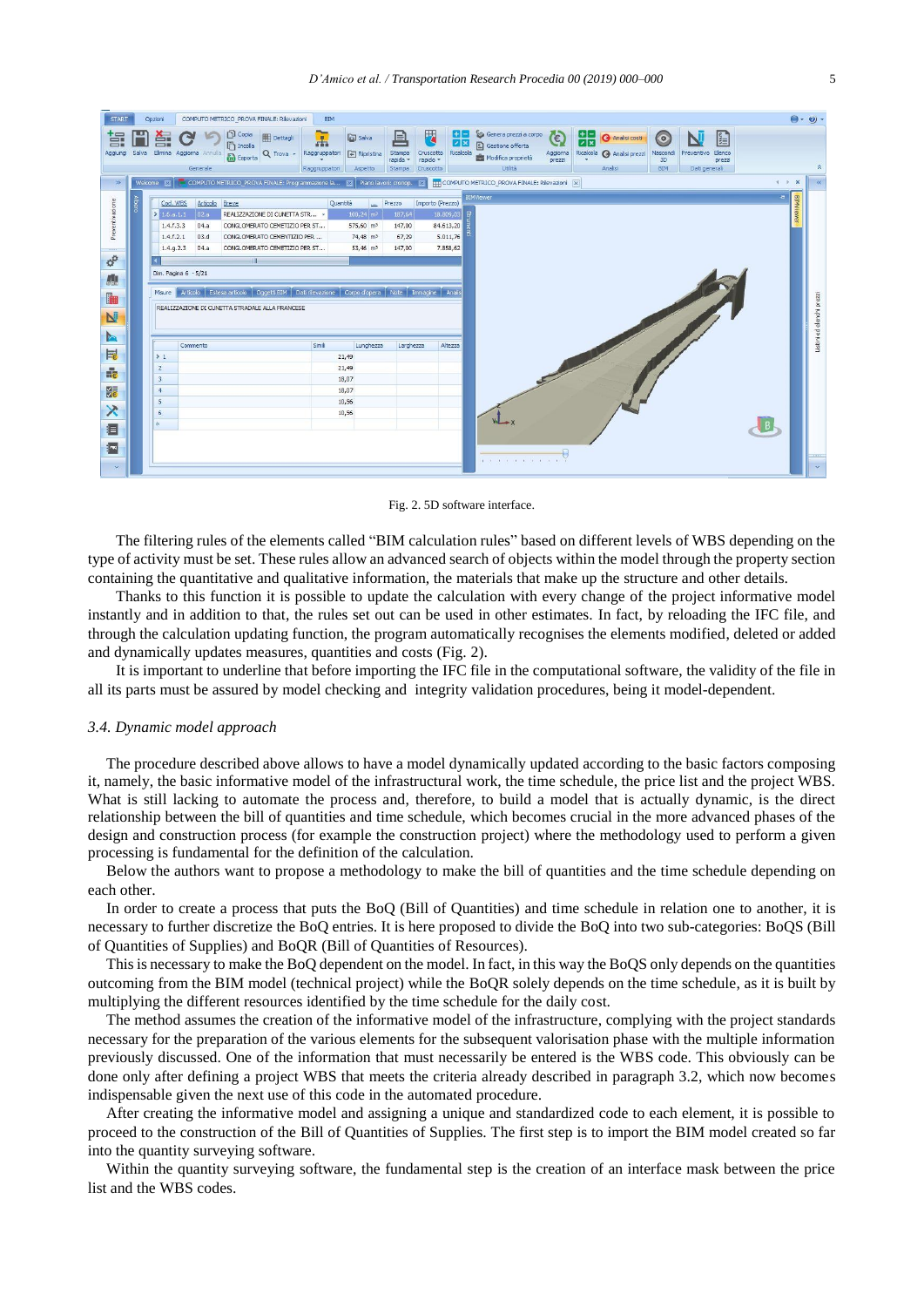Fig. 2. 5D software interface.

The filtering rules of the elements called "BIM calculation rules" based on different levels of WBS depending on the type of activity must be set. These rules allow an advanced search of objects within the model through the property section containing the quantitative and qualitative information, the materials that make up the structure and other details.

Thanks to this function it is possible to update the calculation with every change of the project informative model instantly and in addition to that, the rules set out can be used in other estimates. In fact, by reloading the IFC file, and through the calculation updating function, the program automatically recognises the elements modified, deleted or added and dynamically updates measures, quantities and costs (Fig. 2).

It is important to underline that before importing the IFC file in the computational software, the validity of the file in all its parts must be assured by model checking and integrity validation procedures, being it model-dependent.

### 3.4. Dynamic model approach

The procedure described above allows to have a model dynamically updated according to the basic factors composing it, namely, the basic informative model of the infrastructural work, the time schedule, the price list and the project WBS. What is still lacking to automate the process and, therefore, to build a model that is actually dynamic, is the direct relationship between the bill of quantities and time schedule, which becomes crucial in the more advanced phases of the design and construction process (for example the construction project) where the methodology used to perform a given processing is fundamental for the definition of the calculation.

Below the authors want to propose a methodology to make the bill of quantities and the time schedule depending on each other.

In order to create a process that puts the BoQ (Bill of Quantities) and time schedule in relation one to another, it is necessary to further discretize the BoQ entries. It is here proposed to divide the BoQ into two sub-categories: BoQS (Bill of Quantities of Supplies) and BoQR (Bill of Quantities of Resources).

This is necessary to make the BoQ dependent on the model. In fact, in this way the BoQS only depends on the quantities outcoming from the BIM model (technical project) while the BoQR solely depends on the time schedule, as it is built by multiplying the different resources identified by the time schedule for the daily cost.

The method assumes the creation of the informative model of the infrastructure, complying with the project standards necessary for the preparation of the various elements for the subsequent valorisation phase with the multiple information previously discussed. One of the information that must necessarily be entered is the WBS code. This obviously can be done only after defining a project WBS that meets the criteria already described in paragraph 3.2, which now becomes indispensable given the next use of this code in the automated procedure.

After creating the informative model and assigning a unique and standardized code to each element, it is possible to proceed to the construction of the Bill of Quantities of Supplies. The first step is to import the BIM model created so far into the quantity surveying software.

Within the quantity surveying software, the fundamental step is the creation of an interface mask between the price list and the WBS codes.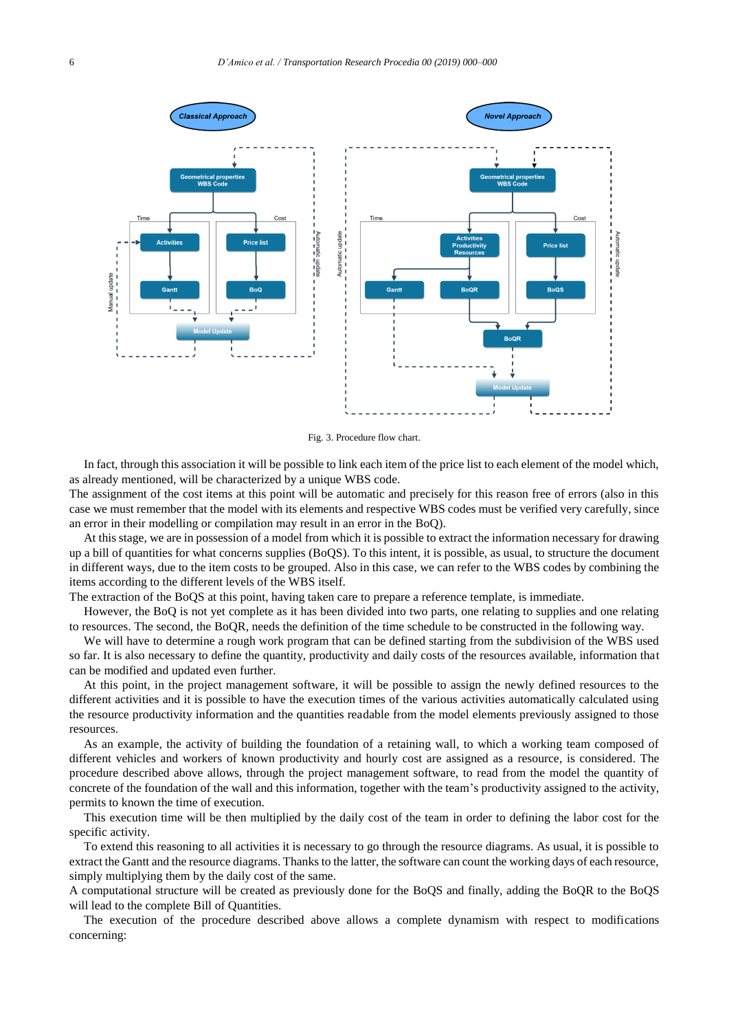Fig. 3. Procedure flow chart.

In fact, through this association it will be possible to link each item of the price list to each element of the model which, as already mentioned, will be characterized by a unique WBS code.

The assignment of the cost items at this point will be automatic and precisely for this reason free of errors (also in this case we must remember that the model with its elements and respective WBS codes must be verified very carefully, since an error in their modelling or compilation may result in an error in the BoQ).

At this stage, we are in possession of a model from which it is possible to extract the information necessary for drawing up a bill of quantities for what concerns supplies (BoQS). To this intent, it is possible, as usual, to structure the document in different ways, due to the item costs to be grouped. Also in this case, we can refer to the WBS codes by combining the items according to the different levels of the WBS itself.

The extraction of the BoQS at this point, having taken care to prepare a reference template, is immediate.

However, the BoQ is not yet complete as it has been divided into two parts, one relating to supplies and one relating to resources. The second, the BoQR, needs the definition of the time schedule to be constructed in the following way.

We will have to determine a rough work program that can be defined starting from the subdivision of the WBS used so far. It is also necessary to define the quantity, productivity and daily costs of the resources available, information that can be modified and updated even further.

At this point, in the project management software, it will be possible to assign the newly defined resources to the different activities and it is possible to have the execution times of the various activities automatically calculated using the resource productivity information and the quantities readable from the model elements previously assigned to those resources.

As an example, the activity of building the foundation of a retaining wall, to which a working team composed of different vehicles and workers of known productivity and hourly cost are assigned as a resource, is considered. The procedure described above allows, through the project management software, to read from the model the quantity of concrete of the foundation of the wall and this information, together with the team's productivity assigned to the activity, permits to known the time of execution.

This execution time will be then multiplied by the daily cost of the team in order to defining the labor cost for the specific activity.

To extend this reasoning to all activities it is necessary to go through the resource diagrams. As usual, it is possible to extract the Gantt and the resource diagrams. Thanks to the latter, the software can count the working days of each resource, simply multiplying them by the daily cost of the same.

A computational structure will be created as previously done for the BoQS and finally, adding the BoQR to the BoQS will lead to the complete Bill of Quantities.

The execution of the procedure described above allows a complete dynamism with respect to modifications concerning: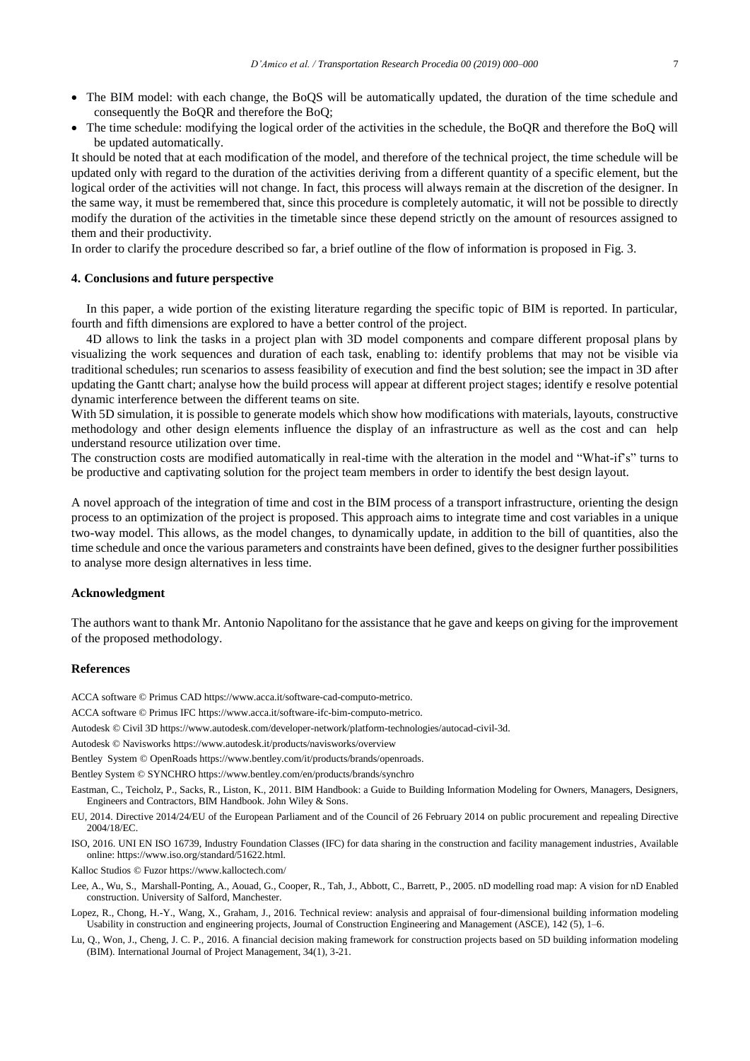- The BIM model: with each change, the BoQS will be automatically updated, the duration of the time schedule and consequently the BoQR and therefore the BoQ;
- The time schedule: modifying the logical order of the activities in the schedule, the BoQR and therefore the BoQ will be updated automatically.

It should be noted that at each modification of the model, and therefore of the technical project, the time schedule will be updated only with regard to the duration of the activities deriving from a different quantity of a specific element, but the logical order of the activities will not change. In fact, this process will always remain at the discretion of the designer. In the same way, it must be remembered that, since this procedure is completely automatic, it will not be possible to directly modify the duration of the activities in the timetable since these depend strictly on the amount of resources assigned to them and their productivity.

In order to clarify the procedure described so far, a brief outline of the flow of information is proposed in Fig. 3.

## 4. Conclusions and future perspective

In this paper, a wide portion of the existing literature regarding the specific topic of BIM is reported. In particular, fourth and fifth dimensions are explored to have a better control of the project.

4D allows to link the tasks in a project plan with 3D model components and compare different proposal plans by visualizing the work sequences and duration of each task, enabling to: identify problems that may not be visible via traditional schedules; run scenarios to assess feasibility of execution and find the best solution; see the impact in 3D after updating the Gantt chart; analyse how the build process will appear at different project stages; identify e resolve potential dynamic interference between the different teams on site.

With 5D simulation, it is possible to generate models which show how modifications with materials, layouts, constructive methodology and other design elements influence the display of an infrastructure as well as the cost and can help understand resource utilization over time.

The construction costs are modified automatically in real-time with the alteration in the model and "What-if's" turns to be productive and captivating solution for the project team members in order to identify the best design layout.

A novel approach of the integration of time and cost in the BIM process of a transport infrastructure, orienting the design process to an optimization of the project is proposed. This approach aims to integrate time and cost variables in a unique two-way model. This allows, as the model changes, to dynamically update, in addition to the bill of quantities, also the time schedule and once the various parameters and constraints have been defined, gives to the designer further possibilities to analyse more design alternatives in less time.

## Acknowledgment

The authors want to thank Mr. Antonio Napolitano for the assistance that he gave and keeps on giving for the improvement of the proposed methodology.

## References

ACCA software © Primus CAD https://www.acca.it/software-cad-computo-metrico.

ACCA software © Primus IFC https://www.acca.it/software-ifc-bim-computo-metrico.

Autodesk © Civil 3D https://www.autodesk.com/developer-network/platform-technologies/autocad-civil-3d.

Autodesk © Navisworks https://www.autodesk.it/products/navisworks/overview

Bentley System © OpenRoads https://www.bentley.com/it/products/brands/openroads.

Bentley System © SYNCHRO https://www.bentley.com/en/products/brands/synchro

Eastman, C., Teicholz, P., Sacks, R., Liston, K., 2011. BIM Handbook: a Guide to Building Information Modeling for Owners, Managers, Designers, Engineers and Contractors, BIM Handbook. John Wiley & Sons.

EU, 2014. Directive 2014/24/EU of the European Parliament and of the Council of 26 February 2014 on public procurement and repealing Directive 2004/18/EC.

ISO, 2016. UNI EN ISO 16739, Industry Foundation Classes (IFC) for data sharing in the construction and facility management industries, Available online: https://www.iso.org/standard/51622.html.

Kalloc Studios © Fuzor https://www.kalloctech.com/

Lee, A., Wu, S., Marshall-Ponting, A., Aouad, G., Cooper, R., Tah, J., Abbott, C., Barrett, P., 2005. nD modelling road map: A vision for nD Enabled construction. University of Salford, Manchester.

Lopez, R., Chong, H.-Y., Wang, X., Graham, J., 2016. Technical review: analysis and appraisal of four-dimensional building information modeling Usability in construction and engineering projects, Journal of Construction Engineering and Management (ASCE), 142 (5), 1–6.

Lu, Q., Won, J., Cheng, J. C. P., 2016. A financial decision making framework for construction projects based on 5D building information modeling (BIM). International Journal of Project Management, 34(1), 3-21.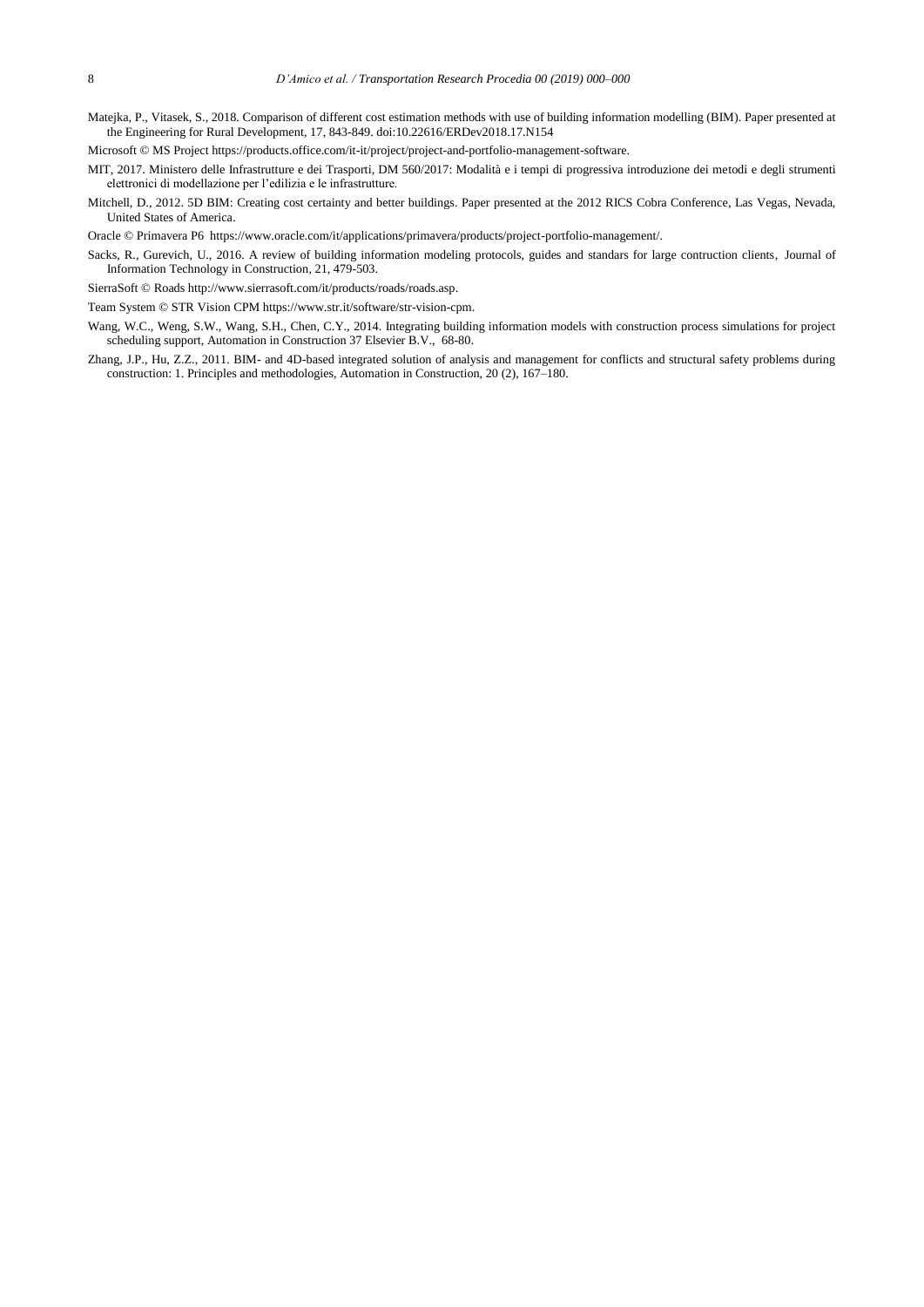Matejka, P., Vitasek, S., 2018. Comparison of different cost estimation methods with use of building information modelling (BIM). Paper presented at the Engineering for Rural Development, 17, 843-849. doi:10.22616/ERDev2018.17.N154

Microsoft © MS Project https://products.office.com/it-it/project/project-and-portfolio-management-software.

MIT, 2017. Ministero delle Infrastrutture e dei Trasporti, DM 560/2017: Modalità e i tempi di progressiva introduzione dei metodi e degli strumenti elettronici di modellazione per l'edilizia e le infrastrutture.

Mitchell, D., 2012. 5D BIM: Creating cost certainty and better buildings. Paper presented at the 2012 RICS Cobra Conference, Las Vegas, Nevada, United States of America.

Oracle © Primavera P6 https://www.oracle.com/it/applications/primavera/products/project-portfolio-management/.

Sacks, R., Gurevich, U., 2016. A review of building information modeling protocols, guides and standars for large contruction clients, Journal of Information Technology in Construction, 21, 479-503.

SierraSoft © Roads http://www.sierrasoft.com/it/products/roads/roads.asp.

Team System © STR Vision CPM https://www.str.it/software/str-vision-cpm.

Wang, W.C., Weng, S.W., Wang, S.H., Chen, C.Y., 2014. Integrating building information models with construction process simulations for project scheduling support, Automation in Construction 37 Elsevier B.V., 68-80.

Zhang, J.P., Hu, Z.Z., 2011. BIM- and 4D-based integrated solution of analysis and management for conflicts and structural safety problems during construction: 1. Principles and methodologies, Automation in Construction, 20 (2), 167–180.